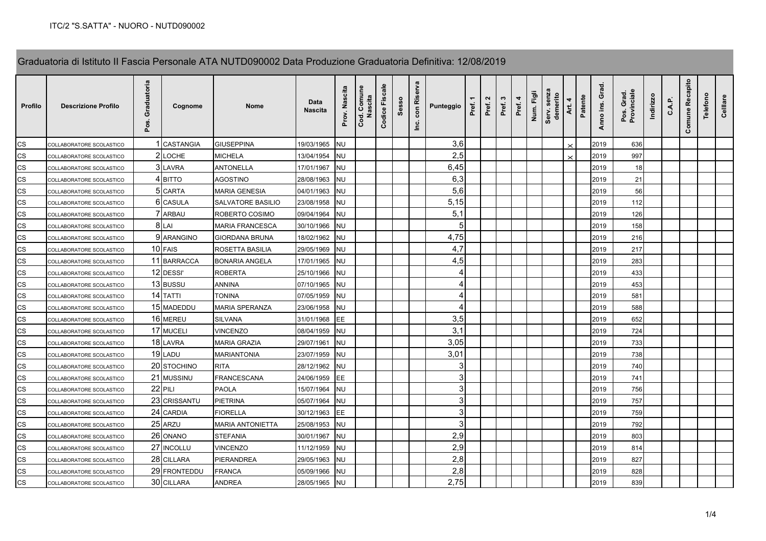ITC/2 "S.SATTA" - NUORO - NUTD090002

## Graduatoria di Istituto II Fascia Personale ATA NUTD090002 Data Produzione Graduatoria Definitiva: 12/08/2019

| Profilo | Descrizione Profilo | Pos. Graduatoria | Cognome | Nome | Data Nascita | Prov. Nascita | Cod. Comune Nascita | Codice Fiscale | Sesso | Inc. con Riserva | Punteggio | Pref. 1 | Pref. 2 | Pref. 3 | Pref. 4 | Num. Figli | Serv. senza demerito | Art. 4 | Patente | Anno ins. Grad. | Pos. Grad. Provinciale | Indirizzo | C.A.P. | Comune Recapito | Telefono | Cellulare |
|---|---|---|---|---|---|---|---|---|---|---|---|---|---|---|---|---|---|---|---|---|---|---|---|---|---|---|
| CS | COLLABORATORE SCOLASTICO | 1 | CASTANGIA | GIUSEPPINA | 19/03/1965 | NU | | | | | 3,6 | | | | | | | X | | 2019 | 636 | | | | | |
| CS | COLLABORATORE SCOLASTICO | 2 | LOCHE | MICHELA | 13/04/1954 | NU | | | | | 2,5 | | | | | | | X | | 2019 | 997 | | | | | |
| CS | COLLABORATORE SCOLASTICO | 3 | LAVRA | ANTONELLA | 17/01/1967 | NU | | | | | 6,45 | | | | | | | | | 2019 | 18 | | | | | |
| CS | COLLABORATORE SCOLASTICO | 4 | BITTO | AGOSTINO | 28/08/1963 | NU | | | | | 6,3 | | | | | | | | | 2019 | 21 | | | | | |
| CS | COLLABORATORE SCOLASTICO | 5 | CARTA | MARIA GENESIA | 04/01/1963 | NU | | | | | 5,6 | | | | | | | | | 2019 | 56 | | | | | |
| CS | COLLABORATORE SCOLASTICO | 6 | CASULA | SALVATORE BASILIO | 23/08/1958 | NU | | | | | 5,15 | | | | | | | | | 2019 | 112 | | | | | |
| CS | COLLABORATORE SCOLASTICO | 7 | ARBAU | ROBERTO COSIMO | 09/04/1964 | NU | | | | | 5,1 | | | | | | | | | 2019 | 126 | | | | | |
| CS | COLLABORATORE SCOLASTICO | 8 | LAI | MARIA FRANCESCA | 30/10/1966 | NU | | | | | 5 | | | | | | | | | 2019 | 158 | | | | | |
| CS | COLLABORATORE SCOLASTICO | 9 | ARANGINO | GIORDANA BRUNA | 18/02/1962 | NU | | | | | 4,75 | | | | | | | | | 2019 | 216 | | | | | |
| CS | COLLABORATORE SCOLASTICO | 10 | FAIS | ROSETTA BASILIA | 29/05/1969 | NU | | | | | 4,7 | | | | | | | | | 2019 | 217 | | | | | |
| CS | COLLABORATORE SCOLASTICO | 11 | BARRACCA | BONARIA ANGELA | 17/01/1965 | NU | | | | | 4,5 | | | | | | | | | 2019 | 283 | | | | | |
| CS | COLLABORATORE SCOLASTICO | 12 | DESSI' | ROBERTA | 25/10/1966 | NU | | | | | 4 | | | | | | | | | 2019 | 433 | | | | | |
| CS | COLLABORATORE SCOLASTICO | 13 | BUSSU | ANNINA | 07/10/1965 | NU | | | | | 4 | | | | | | | | | 2019 | 453 | | | | | |
| CS | COLLABORATORE SCOLASTICO | 14 | TATTI | TONINA | 07/05/1959 | NU | | | | | 4 | | | | | | | | | 2019 | 581 | | | | | |
| CS | COLLABORATORE SCOLASTICO | 15 | MADEDDU | MARIA SPERANZA | 23/06/1958 | NU | | | | | 4 | | | | | | | | | 2019 | 588 | | | | | |
| CS | COLLABORATORE SCOLASTICO | 16 | MEREU | SILVANA | 31/01/1968 | EE | | | | | 3,5 | | | | | | | | | 2019 | 652 | | | | | |
| CS | COLLABORATORE SCOLASTICO | 17 | MUCELI | VINCENZO | 08/04/1959 | NU | | | | | 3,1 | | | | | | | | | 2019 | 724 | | | | | |
| CS | COLLABORATORE SCOLASTICO | 18 | LAVRA | MARIA GRAZIA | 29/07/1961 | NU | | | | | 3,05 | | | | | | | | | 2019 | 733 | | | | | |
| CS | COLLABORATORE SCOLASTICO | 19 | LADU | MARIANTONIA | 23/07/1959 | NU | | | | | 3,01 | | | | | | | | | 2019 | 738 | | | | | |
| CS | COLLABORATORE SCOLASTICO | 20 | STOCHINO | RITA | 28/12/1962 | NU | | | | | 3 | | | | | | | | | 2019 | 740 | | | | | |
| CS | COLLABORATORE SCOLASTICO | 21 | MUSSINU | FRANCESCANA | 24/06/1959 | EE | | | | | 3 | | | | | | | | | 2019 | 741 | | | | | |
| CS | COLLABORATORE SCOLASTICO | 22 | PILI | PAOLA | 15/07/1964 | NU | | | | | 3 | | | | | | | | | 2019 | 756 | | | | | |
| CS | COLLABORATORE SCOLASTICO | 23 | CRISSANTU | PIETRINA | 05/07/1964 | NU | | | | | 3 | | | | | | | | | 2019 | 757 | | | | | |
| CS | COLLABORATORE SCOLASTICO | 24 | CARDIA | FIORELLA | 30/12/1963 | EE | | | | | 3 | | | | | | | | | 2019 | 759 | | | | | |
| CS | COLLABORATORE SCOLASTICO | 25 | ARZU | MARIA ANTONIETTA | 25/08/1953 | NU | | | | | 3 | | | | | | | | | 2019 | 792 | | | | | |
| CS | COLLABORATORE SCOLASTICO | 26 | ONANO | STEFANIA | 30/01/1967 | NU | | | | | 2,9 | | | | | | | | | 2019 | 803 | | | | | |
| CS | COLLABORATORE SCOLASTICO | 27 | INCOLLU | VINCENZO | 11/12/1959 | NU | | | | | 2,9 | | | | | | | | | 2019 | 814 | | | | | |
| CS | COLLABORATORE SCOLASTICO | 28 | CILLARA | PIERANDREA | 29/05/1963 | NU | | | | | 2,8 | | | | | | | | | 2019 | 827 | | | | | |
| CS | COLLABORATORE SCOLASTICO | 29 | FRONTEDDU | FRANCA | 05/09/1966 | NU | | | | | 2,8 | | | | | | | | | 2019 | 828 | | | | | |
| CS | COLLABORATORE SCOLASTICO | 30 | CILLARA | ANDREA | 28/05/1965 | NU | | | | | 2,75 | | | | | | | | | 2019 | 839 | | | | | |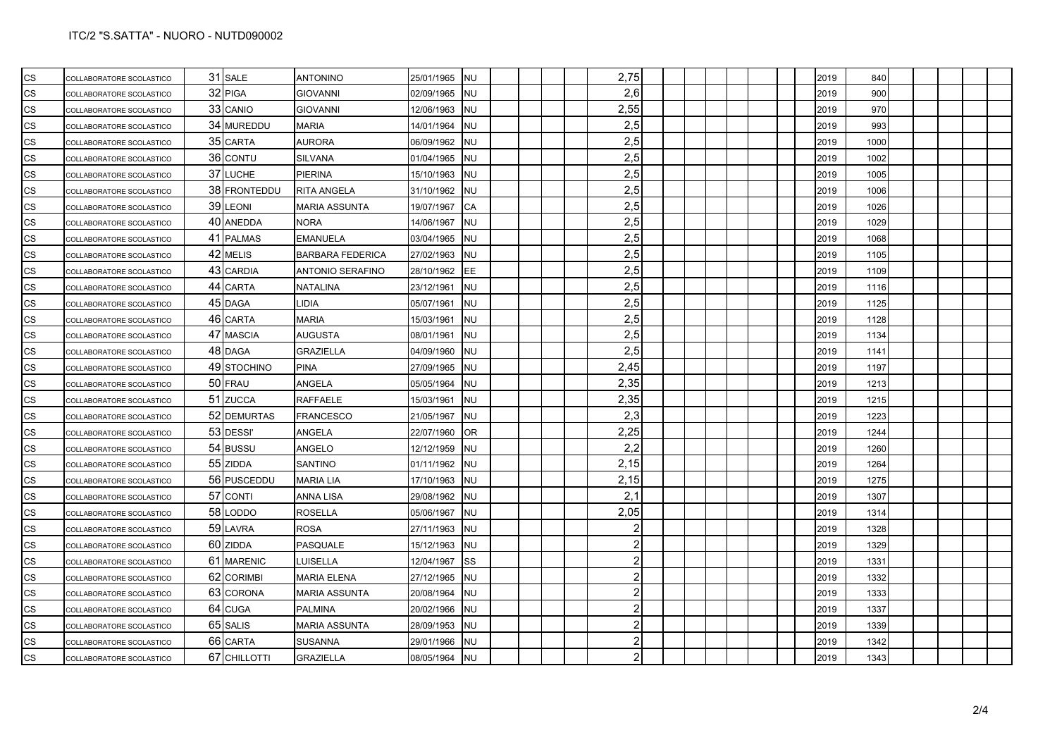| | | | | | | | | | | | | | | | | | | | | | | | | | |
|---|---|---|---|---|---|---|---|---|---|---|---|---|---|---|---|---|---|---|---|---|---|---|---|---|---|
| CS | COLLABORATORE SCOLASTICO | 31 | SALE | ANTONINO | 25/01/1965 | NU | | | | | 2,75 | | | | | | | | 2019 | 840 | | | | | |
| CS | COLLABORATORE SCOLASTICO | 32 | PIGA | GIOVANNI | 02/09/1965 | NU | | | | | 2,6 | | | | | | | | 2019 | 900 | | | | | |
| CS | COLLABORATORE SCOLASTICO | 33 | CANIO | GIOVANNI | 12/06/1963 | NU | | | | | 2,55 | | | | | | | | 2019 | 970 | | | | | |
| CS | COLLABORATORE SCOLASTICO | 34 | MUREDDU | MARIA | 14/01/1964 | NU | | | | | 2,5 | | | | | | | | 2019 | 993 | | | | | |
| CS | COLLABORATORE SCOLASTICO | 35 | CARTA | AURORA | 06/09/1962 | NU | | | | | 2,5 | | | | | | | | 2019 | 1000 | | | | | |
| CS | COLLABORATORE SCOLASTICO | 36 | CONTU | SILVANA | 01/04/1965 | NU | | | | | 2,5 | | | | | | | | 2019 | 1002 | | | | | |
| CS | COLLABORATORE SCOLASTICO | 37 | LUCHE | PIERINA | 15/10/1963 | NU | | | | | 2,5 | | | | | | | | 2019 | 1005 | | | | | |
| CS | COLLABORATORE SCOLASTICO | 38 | FRONTEDDU | RITA ANGELA | 31/10/1962 | NU | | | | | 2,5 | | | | | | | | 2019 | 1006 | | | | | |
| CS | COLLABORATORE SCOLASTICO | 39 | LEONI | MARIA ASSUNTA | 19/07/1967 | CA | | | | | 2,5 | | | | | | | | 2019 | 1026 | | | | | |
| CS | COLLABORATORE SCOLASTICO | 40 | ANEDDA | NORA | 14/06/1967 | NU | | | | | 2,5 | | | | | | | | 2019 | 1029 | | | | | |
| CS | COLLABORATORE SCOLASTICO | 41 | PALMAS | EMANUELA | 03/04/1965 | NU | | | | | 2,5 | | | | | | | | 2019 | 1068 | | | | | |
| CS | COLLABORATORE SCOLASTICO | 42 | MELIS | BARBARA FEDERICA | 27/02/1963 | NU | | | | | 2,5 | | | | | | | | 2019 | 1105 | | | | | |
| CS | COLLABORATORE SCOLASTICO | 43 | CARDIA | ANTONIO SERAFINO | 28/10/1962 | EE | | | | | 2,5 | | | | | | | | 2019 | 1109 | | | | | |
| CS | COLLABORATORE SCOLASTICO | 44 | CARTA | NATALINA | 23/12/1961 | NU | | | | | 2,5 | | | | | | | | 2019 | 1116 | | | | | |
| CS | COLLABORATORE SCOLASTICO | 45 | DAGA | LIDIA | 05/07/1961 | NU | | | | | 2,5 | | | | | | | | 2019 | 1125 | | | | | |
| CS | COLLABORATORE SCOLASTICO | 46 | CARTA | MARIA | 15/03/1961 | NU | | | | | 2,5 | | | | | | | | 2019 | 1128 | | | | | |
| CS | COLLABORATORE SCOLASTICO | 47 | MASCIA | AUGUSTA | 08/01/1961 | NU | | | | | 2,5 | | | | | | | | 2019 | 1134 | | | | | |
| CS | COLLABORATORE SCOLASTICO | 48 | DAGA | GRAZIELLA | 04/09/1960 | NU | | | | | 2,5 | | | | | | | | 2019 | 1141 | | | | | |
| CS | COLLABORATORE SCOLASTICO | 49 | STOCHINO | PINA | 27/09/1965 | NU | | | | | 2,45 | | | | | | | | 2019 | 1197 | | | | | |
| CS | COLLABORATORE SCOLASTICO | 50 | FRAU | ANGELA | 05/05/1964 | NU | | | | | 2,35 | | | | | | | | 2019 | 1213 | | | | | |
| CS | COLLABORATORE SCOLASTICO | 51 | ZUCCA | RAFFAELE | 15/03/1961 | NU | | | | | 2,35 | | | | | | | | 2019 | 1215 | | | | | |
| CS | COLLABORATORE SCOLASTICO | 52 | DEMURTAS | FRANCESCO | 21/05/1967 | NU | | | | | 2,3 | | | | | | | | 2019 | 1223 | | | | | |
| CS | COLLABORATORE SCOLASTICO | 53 | DESSI' | ANGELA | 22/07/1960 | OR | | | | | 2,25 | | | | | | | | 2019 | 1244 | | | | | |
| CS | COLLABORATORE SCOLASTICO | 54 | BUSSU | ANGELO | 12/12/1959 | NU | | | | | 2,2 | | | | | | | | 2019 | 1260 | | | | | |
| CS | COLLABORATORE SCOLASTICO | 55 | ZIDDA | SANTINO | 01/11/1962 | NU | | | | | 2,15 | | | | | | | | 2019 | 1264 | | | | | |
| CS | COLLABORATORE SCOLASTICO | 56 | PUSCEDDU | MARIA LIA | 17/10/1963 | NU | | | | | 2,15 | | | | | | | | 2019 | 1275 | | | | | |
| CS | COLLABORATORE SCOLASTICO | 57 | CONTI | ANNA LISA | 29/08/1962 | NU | | | | | 2,1 | | | | | | | | 2019 | 1307 | | | | | |
| CS | COLLABORATORE SCOLASTICO | 58 | LODDO | ROSELLA | 05/06/1967 | NU | | | | | 2,05 | | | | | | | | 2019 | 1314 | | | | | |
| CS | COLLABORATORE SCOLASTICO | 59 | LAVRA | ROSA | 27/11/1963 | NU | | | | | 2 | | | | | | | | 2019 | 1328 | | | | | |
| CS | COLLABORATORE SCOLASTICO | 60 | ZIDDA | PASQUALE | 15/12/1963 | NU | | | | | 2 | | | | | | | | 2019 | 1329 | | | | | |
| CS | COLLABORATORE SCOLASTICO | 61 | MARENIC | LUISELLA | 12/04/1967 | SS | | | | | 2 | | | | | | | | 2019 | 1331 | | | | | |
| CS | COLLABORATORE SCOLASTICO | 62 | CORIMBI | MARIA ELENA | 27/12/1965 | NU | | | | | 2 | | | | | | | | 2019 | 1332 | | | | | |
| CS | COLLABORATORE SCOLASTICO | 63 | CORONA | MARIA ASSUNTA | 20/08/1964 | NU | | | | | 2 | | | | | | | | 2019 | 1333 | | | | | |
| CS | COLLABORATORE SCOLASTICO | 64 | CUGA | PALMINA | 20/02/1966 | NU | | | | | 2 | | | | | | | | 2019 | 1337 | | | | | |
| CS | COLLABORATORE SCOLASTICO | 65 | SALIS | MARIA ASSUNTA | 28/09/1953 | NU | | | | | 2 | | | | | | | | 2019 | 1339 | | | | | |
| CS | COLLABORATORE SCOLASTICO | 66 | CARTA | SUSANNA | 29/01/1966 | NU | | | | | 2 | | | | | | | | 2019 | 1342 | | | | | |
| CS | COLLABORATORE SCOLASTICO | 67 | CHILLOTTI | GRAZIELLA | 08/05/1964 | NU | | | | | 2 | | | | | | | | 2019 | 1343 | | | | | |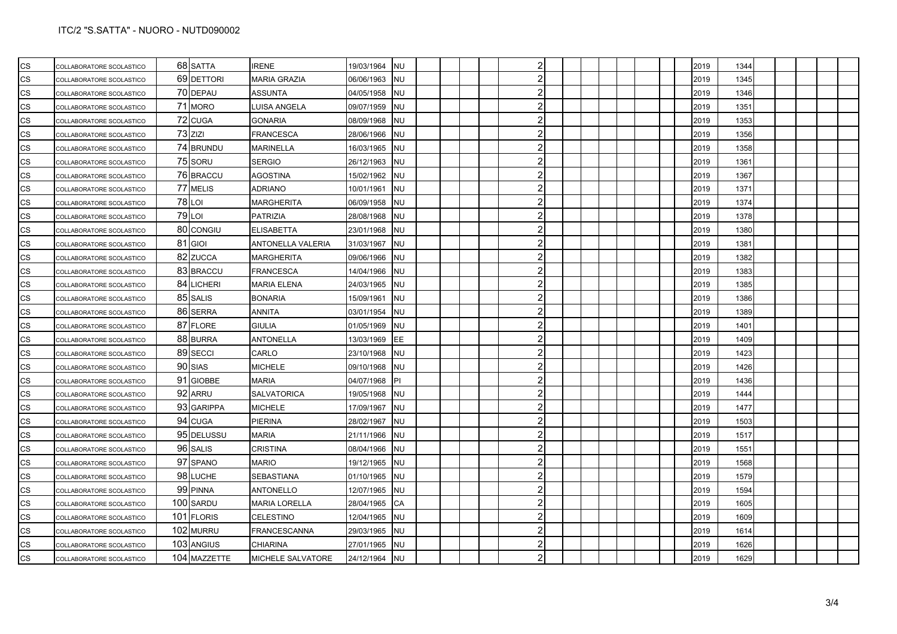| | | | | | | | | | | | | | | | | | | | | | | | | | |
|---|---|---|---|---|---|---|---|---|---|---|---|---|---|---|---|---|---|---|---|---|---|---|---|---|---|
| CS | COLLABORATORE SCOLASTICO | 68 | SATTA | IRENE | 19/03/1964 | NU | | | | | 2 | | | | | | | | 2019 | 1344 | | | | | |
| CS | COLLABORATORE SCOLASTICO | 69 | DETTORI | MARIA GRAZIA | 06/06/1963 | NU | | | | | 2 | | | | | | | | 2019 | 1345 | | | | | |
| CS | COLLABORATORE SCOLASTICO | 70 | DEPAU | ASSUNTA | 04/05/1958 | NU | | | | | 2 | | | | | | | | 2019 | 1346 | | | | | |
| CS | COLLABORATORE SCOLASTICO | 71 | MORO | LUISA ANGELA | 09/07/1959 | NU | | | | | 2 | | | | | | | | 2019 | 1351 | | | | | |
| CS | COLLABORATORE SCOLASTICO | 72 | CUGA | GONARIA | 08/09/1968 | NU | | | | | 2 | | | | | | | | 2019 | 1353 | | | | | |
| CS | COLLABORATORE SCOLASTICO | 73 | ZIZI | FRANCESCA | 28/06/1966 | NU | | | | | 2 | | | | | | | | 2019 | 1356 | | | | | |
| CS | COLLABORATORE SCOLASTICO | 74 | BRUNDU | MARINELLA | 16/03/1965 | NU | | | | | 2 | | | | | | | | 2019 | 1358 | | | | | |
| CS | COLLABORATORE SCOLASTICO | 75 | SORU | SERGIO | 26/12/1963 | NU | | | | | 2 | | | | | | | | 2019 | 1361 | | | | | |
| CS | COLLABORATORE SCOLASTICO | 76 | BRACCU | AGOSTINA | 15/02/1962 | NU | | | | | 2 | | | | | | | | 2019 | 1367 | | | | | |
| CS | COLLABORATORE SCOLASTICO | 77 | MELIS | ADRIANO | 10/01/1961 | NU | | | | | 2 | | | | | | | | 2019 | 1371 | | | | | |
| CS | COLLABORATORE SCOLASTICO | 78 | LOI | MARGHERITA | 06/09/1958 | NU | | | | | 2 | | | | | | | | 2019 | 1374 | | | | | |
| CS | COLLABORATORE SCOLASTICO | 79 | LOI | PATRIZIA | 28/08/1968 | NU | | | | | 2 | | | | | | | | 2019 | 1378 | | | | | |
| CS | COLLABORATORE SCOLASTICO | 80 | CONGIU | ELISABETTA | 23/01/1968 | NU | | | | | 2 | | | | | | | | 2019 | 1380 | | | | | |
| CS | COLLABORATORE SCOLASTICO | 81 | GIOI | ANTONELLA VALERIA | 31/03/1967 | NU | | | | | 2 | | | | | | | | 2019 | 1381 | | | | | |
| CS | COLLABORATORE SCOLASTICO | 82 | ZUCCA | MARGHERITA | 09/06/1966 | NU | | | | | 2 | | | | | | | | 2019 | 1382 | | | | | |
| CS | COLLABORATORE SCOLASTICO | 83 | BRACCU | FRANCESCA | 14/04/1966 | NU | | | | | 2 | | | | | | | | 2019 | 1383 | | | | | |
| CS | COLLABORATORE SCOLASTICO | 84 | LICHERI | MARIA ELENA | 24/03/1965 | NU | | | | | 2 | | | | | | | | 2019 | 1385 | | | | | |
| CS | COLLABORATORE SCOLASTICO | 85 | SALIS | BONARIA | 15/09/1961 | NU | | | | | 2 | | | | | | | | 2019 | 1386 | | | | | |
| CS | COLLABORATORE SCOLASTICO | 86 | SERRA | ANNITA | 03/01/1954 | NU | | | | | 2 | | | | | | | | 2019 | 1389 | | | | | |
| CS | COLLABORATORE SCOLASTICO | 87 | FLORE | GIULIA | 01/05/1969 | NU | | | | | 2 | | | | | | | | 2019 | 1401 | | | | | |
| CS | COLLABORATORE SCOLASTICO | 88 | BURRA | ANTONELLA | 13/03/1969 | EE | | | | | 2 | | | | | | | | 2019 | 1409 | | | | | |
| CS | COLLABORATORE SCOLASTICO | 89 | SECCI | CARLO | 23/10/1968 | NU | | | | | 2 | | | | | | | | 2019 | 1423 | | | | | |
| CS | COLLABORATORE SCOLASTICO | 90 | SIAS | MICHELE | 09/10/1968 | NU | | | | | 2 | | | | | | | | 2019 | 1426 | | | | | |
| CS | COLLABORATORE SCOLASTICO | 91 | GIOBBE | MARIA | 04/07/1968 | PI | | | | | 2 | | | | | | | | 2019 | 1436 | | | | | |
| CS | COLLABORATORE SCOLASTICO | 92 | ARRU | SALVATORICA | 19/05/1968 | NU | | | | | 2 | | | | | | | | 2019 | 1444 | | | | | |
| CS | COLLABORATORE SCOLASTICO | 93 | GARIPPA | MICHELE | 17/09/1967 | NU | | | | | 2 | | | | | | | | 2019 | 1477 | | | | | |
| CS | COLLABORATORE SCOLASTICO | 94 | CUGA | PIERINA | 28/02/1967 | NU | | | | | 2 | | | | | | | | 2019 | 1503 | | | | | |
| CS | COLLABORATORE SCOLASTICO | 95 | DELUSSU | MARIA | 21/11/1966 | NU | | | | | 2 | | | | | | | | 2019 | 1517 | | | | | |
| CS | COLLABORATORE SCOLASTICO | 96 | SALIS | CRISTINA | 08/04/1966 | NU | | | | | 2 | | | | | | | | 2019 | 1551 | | | | | |
| CS | COLLABORATORE SCOLASTICO | 97 | SPANO | MARIO | 19/12/1965 | NU | | | | | 2 | | | | | | | | 2019 | 1568 | | | | | |
| CS | COLLABORATORE SCOLASTICO | 98 | LUCHE | SEBASTIANA | 01/10/1965 | NU | | | | | 2 | | | | | | | | 2019 | 1579 | | | | | |
| CS | COLLABORATORE SCOLASTICO | 99 | PINNA | ANTONELLO | 12/07/1965 | NU | | | | | 2 | | | | | | | | 2019 | 1594 | | | | | |
| CS | COLLABORATORE SCOLASTICO | 100 | SARDU | MARIA LORELLA | 28/04/1965 | CA | | | | | 2 | | | | | | | | 2019 | 1605 | | | | | |
| CS | COLLABORATORE SCOLASTICO | 101 | FLORIS | CELESTINO | 12/04/1965 | NU | | | | | 2 | | | | | | | | 2019 | 1609 | | | | | |
| CS | COLLABORATORE SCOLASTICO | 102 | MURRU | FRANCESCANNA | 29/03/1965 | NU | | | | | 2 | | | | | | | | 2019 | 1614 | | | | | |
| CS | COLLABORATORE SCOLASTICO | 103 | ANGIUS | CHIARINA | 27/01/1965 | NU | | | | | 2 | | | | | | | | 2019 | 1626 | | | | | |
| CS | COLLABORATORE SCOLASTICO | 104 | MAZZETTE | MICHELE SALVATORE | 24/12/1964 | NU | | | | | 2 | | | | | | | | 2019 | 1629 | | | | | |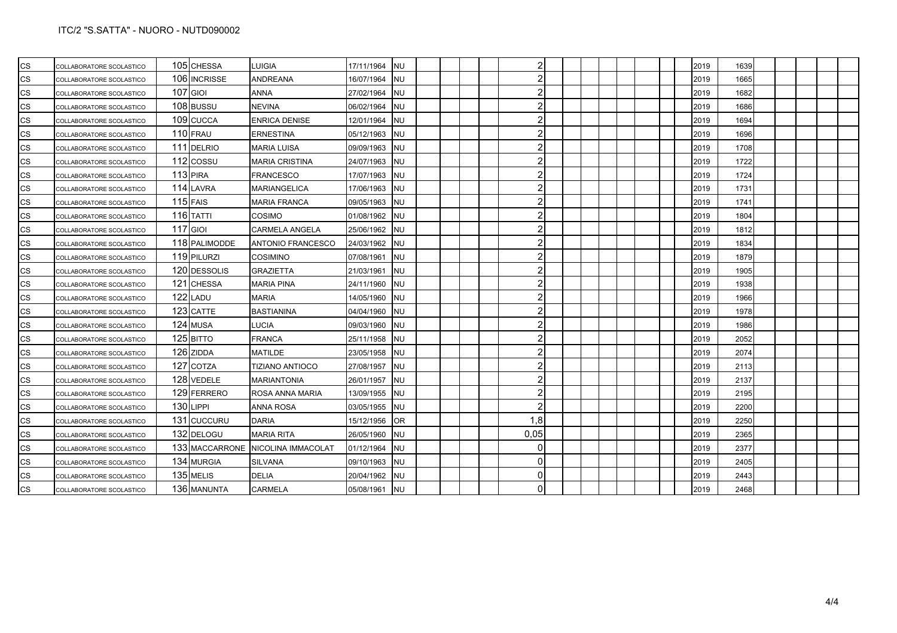| | | | | | | | | | | | | | | | | | | | | | | | | | |
|---|---|---|---|---|---|---|---|---|---|---|---|---|---|---|---|---|---|---|---|---|---|---|---|---|---|
| CS | COLLABORATORE SCOLASTICO | 105 | CHESSA | LUIGIA | 17/11/1964 | NU | | | | | 2 | | | | | | | | 2019 | 1639 | | | | | |
| CS | COLLABORATORE SCOLASTICO | 106 | INCRISSE | ANDREANA | 16/07/1964 | NU | | | | | 2 | | | | | | | | 2019 | 1665 | | | | | |
| CS | COLLABORATORE SCOLASTICO | 107 | GIOI | ANNA | 27/02/1964 | NU | | | | | 2 | | | | | | | | 2019 | 1682 | | | | | |
| CS | COLLABORATORE SCOLASTICO | 108 | BUSSU | NEVINA | 06/02/1964 | NU | | | | | 2 | | | | | | | | 2019 | 1686 | | | | | |
| CS | COLLABORATORE SCOLASTICO | 109 | CUCCA | ENRICA DENISE | 12/01/1964 | NU | | | | | 2 | | | | | | | | 2019 | 1694 | | | | | |
| CS | COLLABORATORE SCOLASTICO | 110 | FRAU | ERNESTINA | 05/12/1963 | NU | | | | | 2 | | | | | | | | 2019 | 1696 | | | | | |
| CS | COLLABORATORE SCOLASTICO | 111 | DELRIO | MARIA LUISA | 09/09/1963 | NU | | | | | 2 | | | | | | | | 2019 | 1708 | | | | | |
| CS | COLLABORATORE SCOLASTICO | 112 | COSSU | MARIA CRISTINA | 24/07/1963 | NU | | | | | 2 | | | | | | | | 2019 | 1722 | | | | | |
| CS | COLLABORATORE SCOLASTICO | 113 | PIRA | FRANCESCO | 17/07/1963 | NU | | | | | 2 | | | | | | | | 2019 | 1724 | | | | | |
| CS | COLLABORATORE SCOLASTICO | 114 | LAVRA | MARIANGELICA | 17/06/1963 | NU | | | | | 2 | | | | | | | | 2019 | 1731 | | | | | |
| CS | COLLABORATORE SCOLASTICO | 115 | FAIS | MARIA FRANCA | 09/05/1963 | NU | | | | | 2 | | | | | | | | 2019 | 1741 | | | | | |
| CS | COLLABORATORE SCOLASTICO | 116 | TATTI | COSIMO | 01/08/1962 | NU | | | | | 2 | | | | | | | | 2019 | 1804 | | | | | |
| CS | COLLABORATORE SCOLASTICO | 117 | GIOI | CARMELA ANGELA | 25/06/1962 | NU | | | | | 2 | | | | | | | | 2019 | 1812 | | | | | |
| CS | COLLABORATORE SCOLASTICO | 118 | PALIMODDE | ANTONIO FRANCESCO | 24/03/1962 | NU | | | | | 2 | | | | | | | | 2019 | 1834 | | | | | |
| CS | COLLABORATORE SCOLASTICO | 119 | PILURZI | COSIMINO | 07/08/1961 | NU | | | | | 2 | | | | | | | | 2019 | 1879 | | | | | |
| CS | COLLABORATORE SCOLASTICO | 120 | DESSOLIS | GRAZIETTA | 21/03/1961 | NU | | | | | 2 | | | | | | | | 2019 | 1905 | | | | | |
| CS | COLLABORATORE SCOLASTICO | 121 | CHESSA | MARIA PINA | 24/11/1960 | NU | | | | | 2 | | | | | | | | 2019 | 1938 | | | | | |
| CS | COLLABORATORE SCOLASTICO | 122 | LADU | MARIA | 14/05/1960 | NU | | | | | 2 | | | | | | | | 2019 | 1966 | | | | | |
| CS | COLLABORATORE SCOLASTICO | 123 | CATTE | BASTIANINA | 04/04/1960 | NU | | | | | 2 | | | | | | | | 2019 | 1978 | | | | | |
| CS | COLLABORATORE SCOLASTICO | 124 | MUSA | LUCIA | 09/03/1960 | NU | | | | | 2 | | | | | | | | 2019 | 1986 | | | | | |
| CS | COLLABORATORE SCOLASTICO | 125 | BITTO | FRANCA | 25/11/1958 | NU | | | | | 2 | | | | | | | | 2019 | 2052 | | | | | |
| CS | COLLABORATORE SCOLASTICO | 126 | ZIDDA | MATILDE | 23/05/1958 | NU | | | | | 2 | | | | | | | | 2019 | 2074 | | | | | |
| CS | COLLABORATORE SCOLASTICO | 127 | COTZA | TIZIANO ANTIOCO | 27/08/1957 | NU | | | | | 2 | | | | | | | | 2019 | 2113 | | | | | |
| CS | COLLABORATORE SCOLASTICO | 128 | VEDELE | MARIANTONIA | 26/01/1957 | NU | | | | | 2 | | | | | | | | 2019 | 2137 | | | | | |
| CS | COLLABORATORE SCOLASTICO | 129 | FERRERO | ROSA ANNA MARIA | 13/09/1955 | NU | | | | | 2 | | | | | | | | 2019 | 2195 | | | | | |
| CS | COLLABORATORE SCOLASTICO | 130 | LIPPI | ANNA ROSA | 03/05/1955 | NU | | | | | 2 | | | | | | | | 2019 | 2200 | | | | | |
| CS | COLLABORATORE SCOLASTICO | 131 | CUCCURU | DARIA | 15/12/1956 | OR | | | | | 1,8 | | | | | | | | 2019 | 2250 | | | | | |
| CS | COLLABORATORE SCOLASTICO | 132 | DELOGU | MARIA RITA | 26/05/1960 | NU | | | | | 0,05 | | | | | | | | 2019 | 2365 | | | | | |
| CS | COLLABORATORE SCOLASTICO | 133 | MACCARRONE | NICOLINA IMMACOLAT | 01/12/1964 | NU | | | | | 0 | | | | | | | | 2019 | 2377 | | | | | |
| CS | COLLABORATORE SCOLASTICO | 134 | MURGIA | SILVANA | 09/10/1963 | NU | | | | | 0 | | | | | | | | 2019 | 2405 | | | | | |
| CS | COLLABORATORE SCOLASTICO | 135 | MELIS | DELIA | 20/04/1962 | NU | | | | | 0 | | | | | | | | 2019 | 2443 | | | | | |
| CS | COLLABORATORE SCOLASTICO | 136 | MANUNTA | CARMELA | 05/08/1961 | NU | | | | | 0 | | | | | | | | 2019 | 2468 | | | | | |